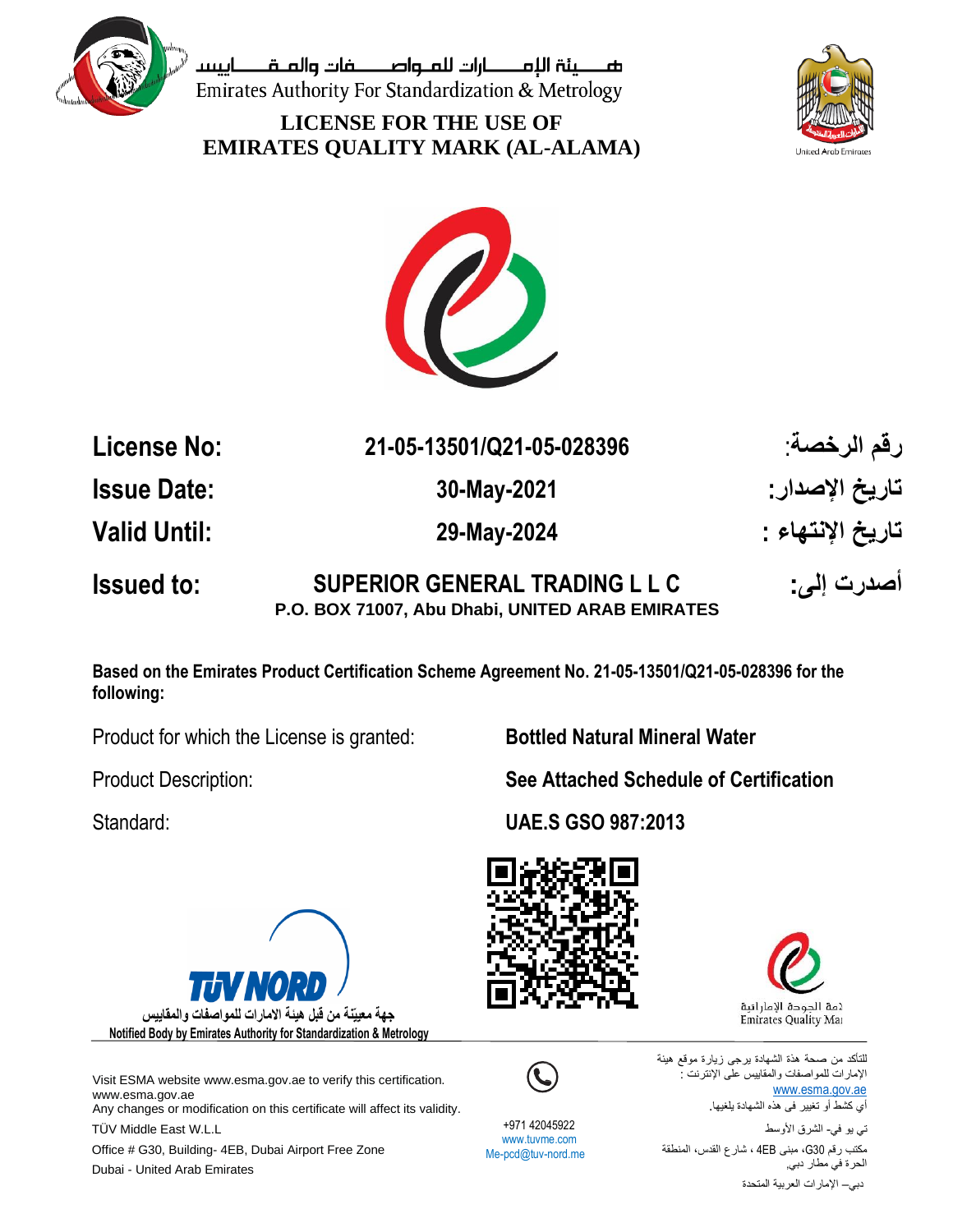هـــيئة الإمـــــارات للمـواصــــفات والمـقـــاييس
Emirates Authority For Standardization & Metrology

# LICENSE FOR THE USE OF EMIRATES QUALITY MARK (AL-ALAMA)

| | | |
|---|---|---|
| **License No:** | **21-05-13501/Q21-05-028396** | **رقم الرخصة:** |
| **Issue Date:** | **30-May-2021** | **تاريخ الإصدار:** |
| **Valid Until:** | **29-May-2024** | **تاريخ الإنتهاء :** |
| **Issued to:** | **SUPERIOR GENERAL TRADING L L C**<br>**P.O. BOX 71007, Abu Dhabi, UNITED ARAB EMIRATES** | **أصدرت إلى:** |

**Based on the Emirates Product Certification Scheme Agreement No. 21-05-13501/Q21-05-028396 for the following:**

| | |
|---|---|
| Product for which the License is granted: | **Bottled Natural Mineral Water** |
| Product Description: | **See Attached Schedule of Certification** |
| Standard: | **UAE.S GSO 987:2013** |

TÜV NORD
جهة معينة من قبل هيئة الامارات للمواصفات والمقاييس
Notified Body by Emirates Authority for Standardization & Metrology

علامة الجودة الإماراتية
Emirates Quality Mark

Visit ESMA website www.esma.gov.ae to verify this certification.
www.esma.gov.ae
Any changes or modification on this certificate will affect its validity.
TÜV Middle East W.L.L
Office # G30, Building- 4EB, Dubai Airport Free Zone
Dubai - United Arab Emirates

+971 42045922
www.tuvme.com
Me-pcd@tuv-nord.me

للتأكد من صحة هذة الشهادة يرجى زيارة موقع هيئة الإمارات للمواصفات والمقاييس على الإنترنت :
www.esma.gov.ae
أي كشط أو تغيير في هذه الشهادة يلغيها.
تي يو في- الشرق الأوسط
مكتب رقم G30، مبنى 4EB ، شارع القدس، المنطقة الحرة في مطار دبي.
دبي– الإمارات العربية المتحدة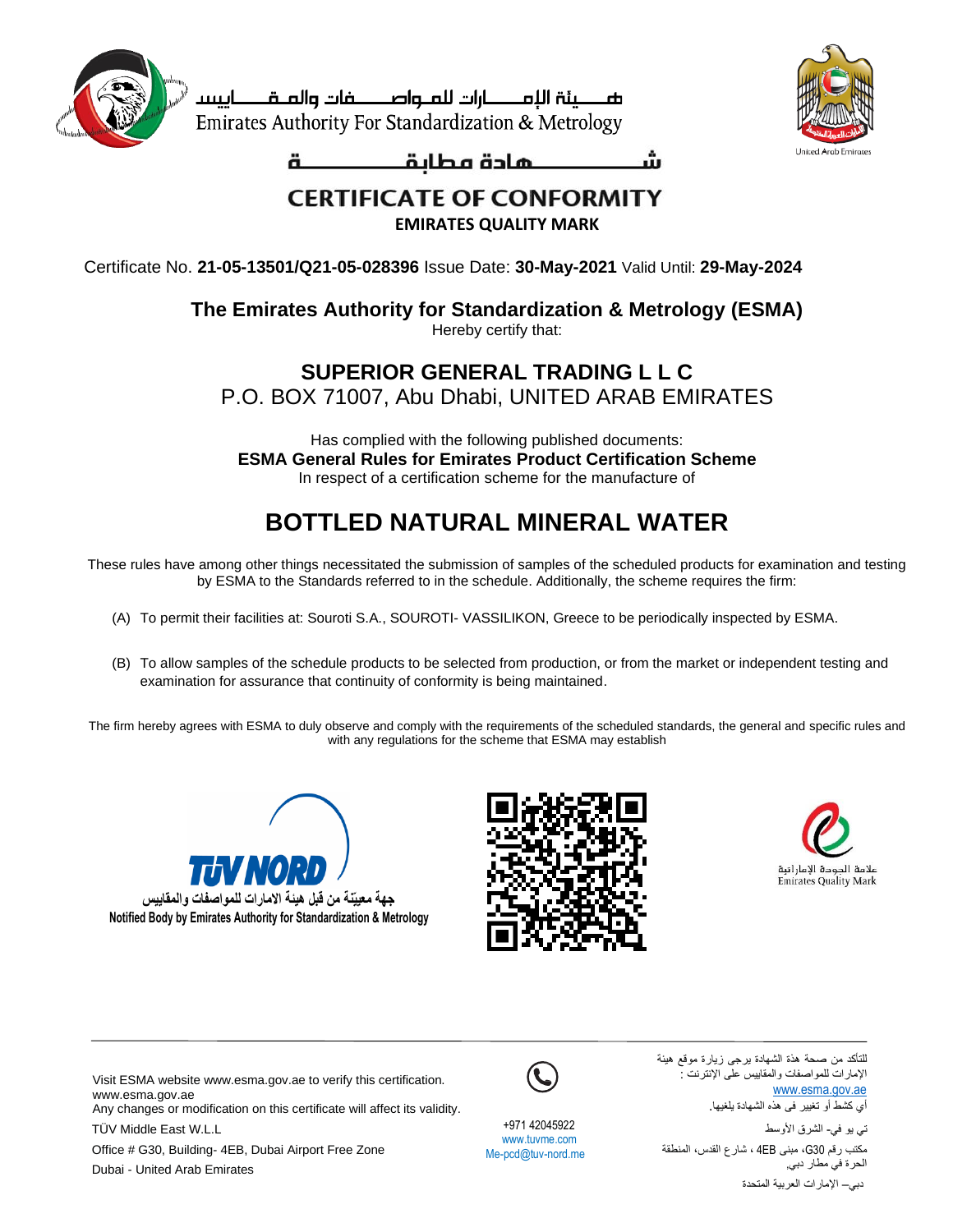هـــيئة الإمـــــارات للمـواصــــفات والمـقـــــاييس
Emirates Authority For Standardization & Metrology

United Arab Emirates

# شــــــــــهادة مطابقـــــــــــة

# CERTIFICATE OF CONFORMITY

**EMIRATES QUALITY MARK**

Certificate No. **21-05-13501/Q21-05-028396** Issue Date: **30-May-2021** Valid Until: **29-May-2024**

**The Emirates Authority for Standardization & Metrology (ESMA)**
Hereby certify that:

**SUPERIOR GENERAL TRADING L L C**
P.O. BOX 71007, Abu Dhabi, UNITED ARAB EMIRATES

Has complied with the following published documents:
**ESMA General Rules for Emirates Product Certification Scheme**
In respect of a certification scheme for the manufacture of

## BOTTLED NATURAL MINERAL WATER

These rules have among other things necessitated the submission of samples of the scheduled products for examination and testing by ESMA to the Standards referred to in the schedule. Additionally, the scheme requires the firm:

(A) To permit their facilities at: Souroti S.A., SOUROTI- VASSILIKON, Greece to be periodically inspected by ESMA.

(B) To allow samples of the schedule products to be selected from production, or from the market or independent testing and examination for assurance that continuity of conformity is being maintained.

The firm hereby agrees with ESMA to duly observe and comply with the requirements of the scheduled standards, the general and specific rules and with any regulations for the scheme that ESMA may establish

TÜV NORD
جهة معيّنة من قبل هيئة الامارات للمواصفات والمقاييس
Notified Body by Emirates Authority for Standardization & Metrology

علامة الجودة الإماراتية
Emirates Quality Mark

---

Visit ESMA website www.esma.gov.ae to verify this certification.
www.esma.gov.ae
Any changes or modification on this certificate will affect its validity.
TÜV Middle East W.L.L
Office # G30, Building- 4EB, Dubai Airport Free Zone
Dubai - United Arab Emirates

+971 42045922
www.tuvme.com
Me-pcd@tuv-nord.me

للتأكد من صحة هذة الشهادة يرجى زيارة موقع هيئة الإمارات للمواصفات والمقاييس على الإنترنت :
www.esma.gov.ae
أي كشط أو تغيير في هذه الشهادة يلغيها.
تي يو في- الشرق الأوسط
مكتب رقم G30، مبنى 4EB ، شارع القدس، المنطقة الحرة في مطار دبي.
دبي– الإمارات العربية المتحدة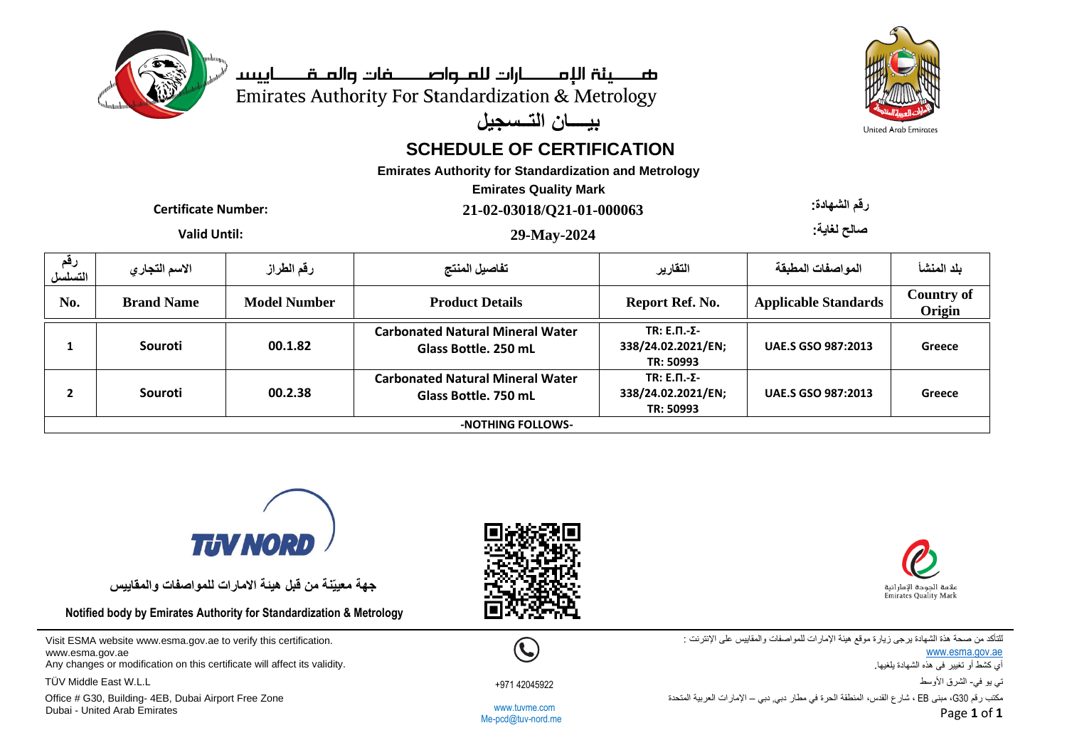هـــيئة الإمـــــارات للمـواصـــــفات والمـقـــــاييس

Emirates Authority For Standardization & Metrology

بيـــان التـسجيل

# SCHEDULE OF CERTIFICATION

**Emirates Authority for Standardization and Metrology**

**Emirates Quality Mark**

**Certificate Number:** **21-02-03018/Q21-01-000063** **رقم الشهادة:**

**Valid Until:** **29-May-2024** **صالح لغاية:**

| رقم التسلسل | الاسم التجاري | رقم الطراز | تفاصيل المنتج | التقارير | المواصفات المطبقة | بلد المنشأ |
|---|---|---|---|---|---|---|
| **No.** | **Brand Name** | **Model Number** | **Product Details** | **Report Ref. No.** | **Applicable Standards** | **Country of Origin** |
| **1** | **Souroti** | **00.1.82** | **Carbonated Natural Mineral Water Glass Bottle. 250 mL** | **TR: E.Π.-Σ-338/24.02.2021/EN; TR: 50993** | **UAE.S GSO 987:2013** | **Greece** |
| **2** | **Souroti** | **00.2.38** | **Carbonated Natural Mineral Water Glass Bottle. 750 mL** | **TR: E.Π.-Σ-338/24.02.2021/EN; TR: 50993** | **UAE.S GSO 987:2013** | **Greece** |
| **-NOTHING FOLLOWS-** | | | | | | |

TÜV NORD

**جهة معيّنة من قبل هيئة الامارات للمواصفات والمقاييس**

**Notified body by Emirates Authority for Standardization & Metrology**

علامة الجودة الإماراتية
Emirates Quality Mark

Visit ESMA website www.esma.gov.ae to verify this certification.
www.esma.gov.ae
Any changes or modification on this certificate will affect its validity.

للتأكد من صحة هذة الشهادة يرجى زيارة موقع هيئة الإمارات للمواصفات والمقاييس على الإنترنت :
www.esma.gov.ae
أي كشط أو تغيير فى هذه الشهادة يلغيها.

TÜV Middle East W.L.L

Office # G30, Building- 4EB, Dubai Airport Free Zone
Dubai - United Arab Emirates

+971 42045922

www.tuvme.com
Me-pcd@tuv-nord.me

تي يو في- الشرق الأوسط

مكتب رقم G30، مبنى EB ، شارع القدس، المنطقة الحرة في مطار دبي, دبي – الإمارات العربية المتحدة